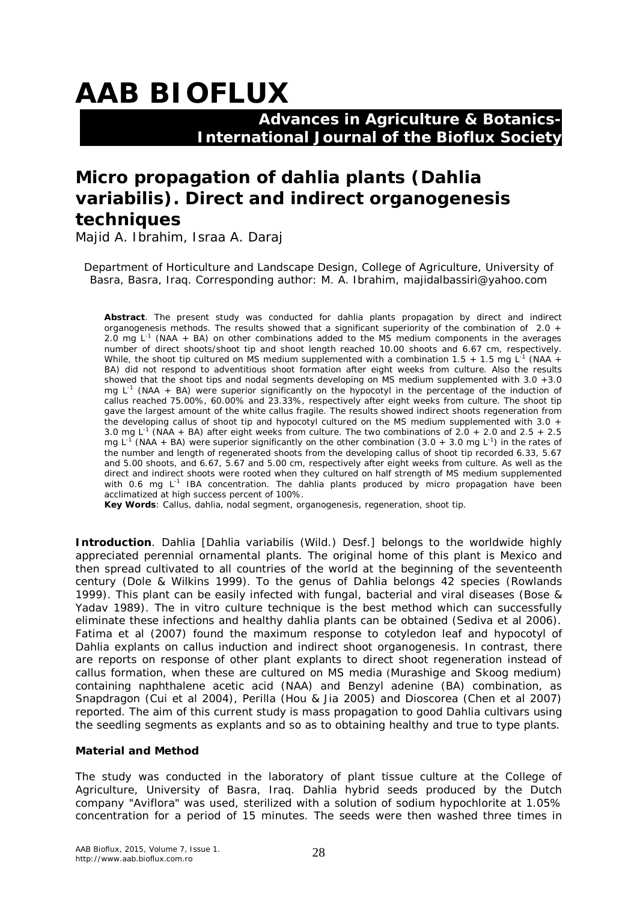# AAB BIOFLUX

**Advances in Agriculture & Botanics-
International Journal of the Bioflux Society**

## Micro propagation of dahlia plants (*Dahlia variabilis*). Direct and indirect organogenesis techniques

Majid A. Ibrahim, Israa A. Daraj

Department of Horticulture and Landscape Design, College of Agriculture, University of Basra, Basra, Iraq. Corresponding author: M. A. Ibrahim, majidalbassiri@yahoo.com

**Abstract**. The present study was conducted for dahlia plants propagation by direct and indirect organogenesis methods. The results showed that a significant superiority of the combination of 2.0 + 2.0 mg $L^{-1}$ (NAA + BA) on other combinations added to the MS medium components in the averages number of direct shoots/shoot tip and shoot length reached 10.00 shoots and 6.67 cm, respectively. While, the shoot tip cultured on MS medium supplemented with a combination 1.5 + 1.5 mg $L^{-1}$ (NAA + BA) did not respond to adventitious shoot formation after eight weeks from culture. Also the results showed that the shoot tips and nodal segments developing on MS medium supplemented with 3.0 +3.0 mg $L^{-1}$ (NAA + BA) were superior significantly on the hypocotyl in the percentage of the induction of callus reached 75.00%, 60.00% and 23.33%, respectively after eight weeks from culture. The shoot tip gave the largest amount of the white callus fragile. The results showed indirect shoots regeneration from the developing callus of shoot tip and hypocotyl cultured on the MS medium supplemented with 3.0 + 3.0 mg $L^{-1}$ (NAA + BA) after eight weeks from culture. The two combinations of 2.0 + 2.0 and 2.5 + 2.5 mg $L^{-1}$ (NAA + BA) were superior significantly on the other combination (3.0 + 3.0 mg $L^{-1}$) in the rates of the number and length of regenerated shoots from the developing callus of shoot tip recorded 6.33, 5.67 and 5.00 shoots, and 6.67, 5.67 and 5.00 cm, respectively after eight weeks from culture. As well as the direct and indirect shoots were rooted when they cultured on half strength of MS medium supplemented with 0.6 mg $L^{-1}$ IBA concentration. The dahlia plants produced by micro propagation have been acclimatized at high success percent of 100%.

**Key Words**: Callus, dahlia, nodal segment, organogenesis, regeneration, shoot tip.

**Introduction**. Dahlia [*Dahlia variabilis* (Wild.) Desf.] belongs to the worldwide highly appreciated perennial ornamental plants. The original home of this plant is Mexico and then spread cultivated to all countries of the world at the beginning of the seventeenth century (Dole & Wilkins 1999). To the genus of *Dahlia* belongs 42 species (Rowlands 1999). This plant can be easily infected with fungal, bacterial and viral diseases (Bose & Yadav 1989). The in vitro culture technique is the best method which can successfully eliminate these infections and healthy dahlia plants can be obtained (Sediva et al 2006). Fatima et al (2007) found the maximum response to cotyledon leaf and hypocotyl of Dahlia explants on callus induction and indirect shoot organogenesis. In contrast, there are reports on response of other plant explants to direct shoot regeneration instead of callus formation, when these are cultured on MS media (Murashige and Skoog medium) containing naphthalene acetic acid (NAA) and Benzyl adenine (BA) combination, as Snapdragon (Cui et al 2004), Perilla (Hou & Jia 2005) and Dioscorea (Chen et al 2007) reported. The aim of this current study is mass propagation to good Dahlia cultivars using the seedling segments as explants and so as to obtaining healthy and true to type plants.

**Material and Method**

The study was conducted in the laboratory of plant tissue culture at the College of Agriculture, University of Basra, Iraq. Dahlia hybrid seeds produced by the Dutch company "Aviflora" was used, sterilized with a solution of sodium hypochlorite at 1.05% concentration for a period of 15 minutes. The seeds were then washed three times in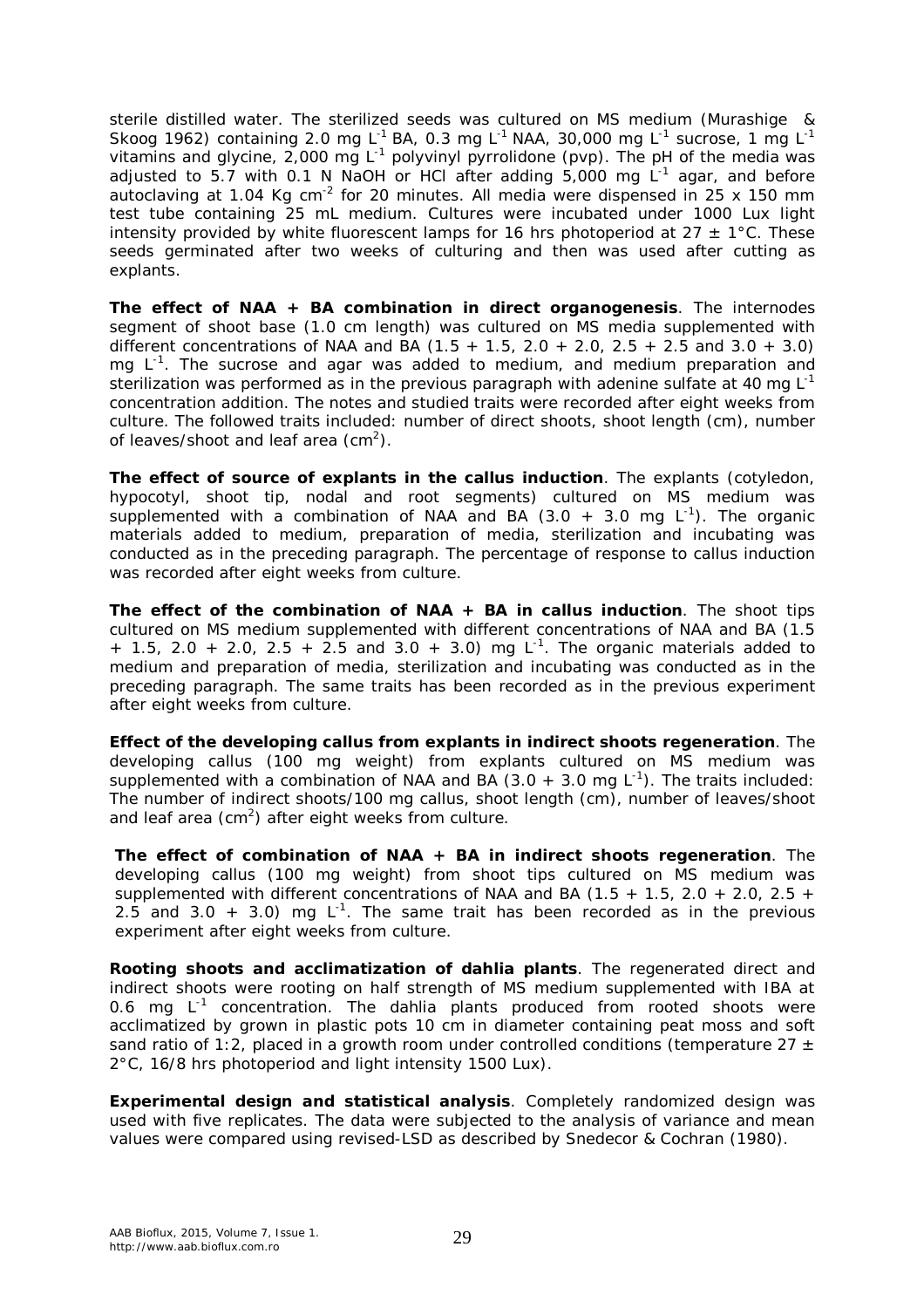sterile distilled water. The sterilized seeds was cultured on MS medium (Murashige & Skoog 1962) containing 2.0 mg $L^{-1}$ BA, 0.3 mg $L^{-1}$ NAA, 30,000 mg $L^{-1}$ sucrose, 1 mg $L^{-1}$ vitamins and glycine, 2,000 mg $L^{-1}$ polyvinyl pyrrolidone (pvp). The pH of the media was adjusted to 5.7 with 0.1 N NaOH or HCl after adding 5,000 mg $L^{-1}$ agar, and before autoclaving at 1.04 Kg $cm^{-2}$ for 20 minutes. All media were dispensed in 25 x 150 mm test tube containing 25 mL medium. Cultures were incubated under 1000 Lux light intensity provided by white fluorescent lamps for 16 hrs photoperiod at 27 ± 1°C. These seeds germinated after two weeks of culturing and then was used after cutting as explants.

**The effect of NAA + BA combination in direct organogenesis**. The internodes segment of shoot base (1.0 cm length) was cultured on MS media supplemented with different concentrations of NAA and BA (1.5 + 1.5, 2.0 + 2.0, 2.5 + 2.5 and 3.0 + 3.0) mg $L^{-1}$. The sucrose and agar was added to medium, and medium preparation and sterilization was performed as in the previous paragraph with adenine sulfate at 40 mg $L^{-1}$ concentration addition. The notes and studied traits were recorded after eight weeks from culture. The followed traits included: number of direct shoots, shoot length (cm), number of leaves/shoot and leaf area ($cm^2$).

**The effect of source of explants in the callus induction**. The explants (cotyledon, hypocotyl, shoot tip, nodal and root segments) cultured on MS medium was supplemented with a combination of NAA and BA (3.0 + 3.0 mg $L^{-1}$). The organic materials added to medium, preparation of media, sterilization and incubating was conducted as in the preceding paragraph. The percentage of response to callus induction was recorded after eight weeks from culture.

**The effect of the combination of NAA + BA in callus induction**. The shoot tips cultured on MS medium supplemented with different concentrations of NAA and BA (1.5 + 1.5, 2.0 + 2.0, 2.5 + 2.5 and 3.0 + 3.0) mg $L^{-1}$. The organic materials added to medium and preparation of media, sterilization and incubating was conducted as in the preceding paragraph. The same traits has been recorded as in the previous experiment after eight weeks from culture.

**Effect of the developing callus from explants in indirect shoots regeneration**. The developing callus (100 mg weight) from explants cultured on MS medium was supplemented with a combination of NAA and BA (3.0 + 3.0 mg $L^{-1}$). The traits included: The number of indirect shoots/100 mg callus, shoot length (cm), number of leaves/shoot and leaf area ($cm^2$) after eight weeks from culture.

**The effect of combination of NAA + BA in indirect shoots regeneration**. The developing callus (100 mg weight) from shoot tips cultured on MS medium was supplemented with different concentrations of NAA and BA (1.5 + 1.5, 2.0 + 2.0, 2.5 + 2.5 and 3.0 + 3.0) mg $L^{-1}$. The same trait has been recorded as in the previous experiment after eight weeks from culture.

**Rooting shoots and acclimatization of dahlia plants**. The regenerated direct and indirect shoots were rooting on half strength of MS medium supplemented with IBA at 0.6 mg $L^{-1}$ concentration. The dahlia plants produced from rooted shoots were acclimatized by grown in plastic pots 10 cm in diameter containing peat moss and soft sand ratio of 1:2, placed in a growth room under controlled conditions (temperature 27 ± 2°C, 16/8 hrs photoperiod and light intensity 1500 Lux).

**Experimental design and statistical analysis**. Completely randomized design was used with five replicates. The data were subjected to the analysis of variance and mean values were compared using revised-LSD as described by Snedecor & Cochran (1980).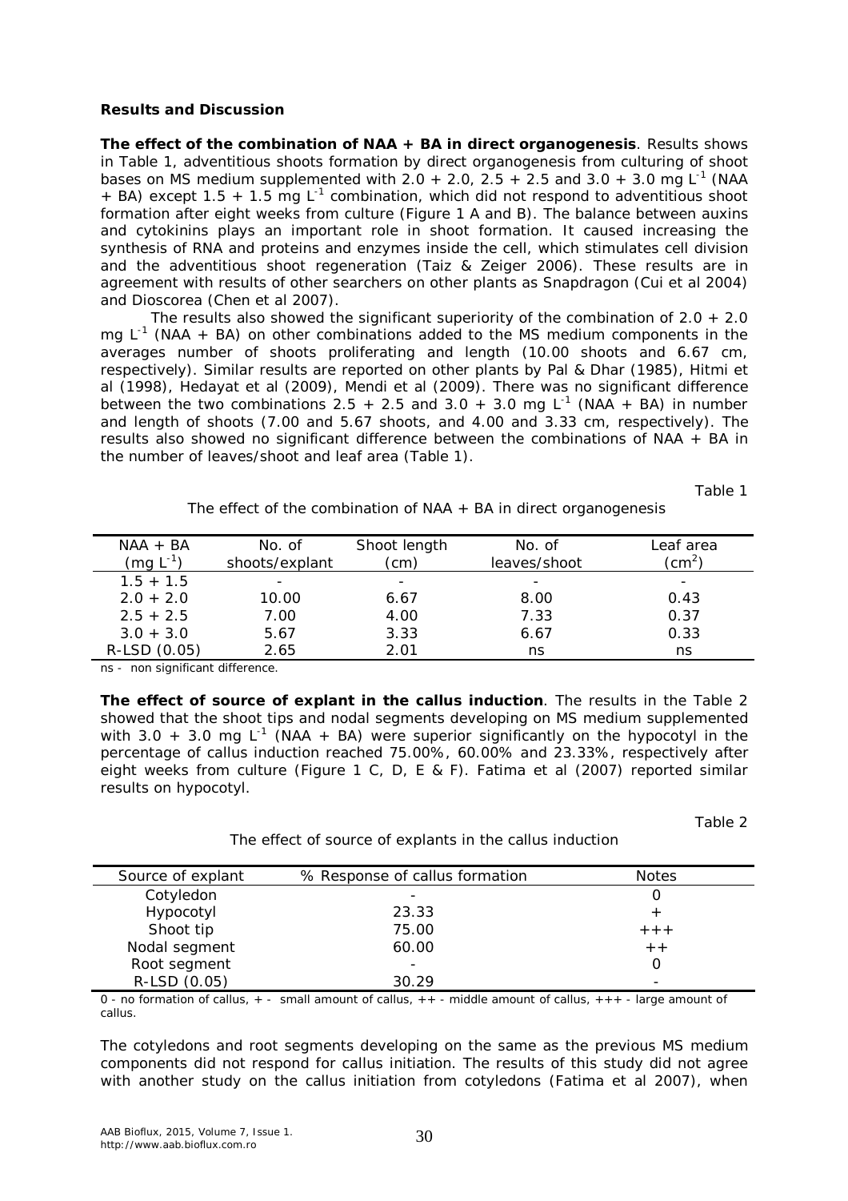## Results and Discussion

**The effect of the combination of NAA + BA in direct organogenesis**. Results shows in Table 1, adventitious shoots formation by direct organogenesis from culturing of shoot bases on MS medium supplemented with 2.0 + 2.0, 2.5 + 2.5 and 3.0 + 3.0 mg $L^{-1}$ (NAA + BA) except 1.5 + 1.5 mg $L^{-1}$ combination, which did not respond to adventitious shoot formation after eight weeks from culture (Figure 1 A and B). The balance between auxins and cytokinins plays an important role in shoot formation. It caused increasing the synthesis of RNA and proteins and enzymes inside the cell, which stimulates cell division and the adventitious shoot regeneration (Taiz & Zeiger 2006). These results are in agreement with results of other searchers on other plants as Snapdragon (Cui et al 2004) and Dioscorea (Chen et al 2007).

The results also showed the significant superiority of the combination of 2.0 + 2.0 mg $L^{-1}$ (NAA + BA) on other combinations added to the MS medium components in the averages number of shoots proliferating and length (10.00 shoots and 6.67 cm, respectively). Similar results are reported on other plants by Pal & Dhar (1985), Hitmi et al (1998), Hedayat et al (2009), Mendi et al (2009). There was no significant difference between the two combinations 2.5 + 2.5 and 3.0 + 3.0 mg $L^{-1}$ (NAA + BA) in number and length of shoots (7.00 and 5.67 shoots, and 4.00 and 3.33 cm, respectively). The results also showed no significant difference between the combinations of NAA + BA in the number of leaves/shoot and leaf area (Table 1).

Table 1

The effect of the combination of NAA + BA in direct organogenesis

| NAA + BA (mg $L^{-1}$) | No. of shoots/explant | Shoot length (cm) | No. of leaves/shoot | Leaf area ($cm^2$) |
|---|---|---|---|---|
| 1.5 + 1.5 | - | - | - | - |
| 2.0 + 2.0 | 10.00 | 6.67 | 8.00 | 0.43 |
| 2.5 + 2.5 | 7.00 | 4.00 | 7.33 | 0.37 |
| 3.0 + 3.0 | 5.67 | 3.33 | 6.67 | 0.33 |
| R-LSD (0.05) | 2.65 | 2.01 | ns | ns |

ns - non significant difference.

**The effect of source of explant in the callus induction**. The results in the Table 2 showed that the shoot tips and nodal segments developing on MS medium supplemented with 3.0 + 3.0 mg $L^{-1}$ (NAA + BA) were superior significantly on the hypocotyl in the percentage of callus induction reached 75.00%, 60.00% and 23.33%, respectively after eight weeks from culture (Figure 1 C, D, E & F). Fatima et al (2007) reported similar results on hypocotyl.

Table 2

The effect of source of explants in the callus induction

| Source of explant | % Response of callus formation | Notes |
|---|---|---|
| Cotyledon | - | 0 |
| Hypocotyl | 23.33 | + |
| Shoot tip | 75.00 | +++ |
| Nodal segment | 60.00 | ++ |
| Root segment | - | 0 |
| R-LSD (0.05) | 30.29 | - |

0 - no formation of callus, + - small amount of callus, ++ - middle amount of callus, +++ - large amount of callus.

The cotyledons and root segments developing on the same as the previous MS medium components did not respond for callus initiation. The results of this study did not agree with another study on the callus initiation from cotyledons (Fatima et al 2007), when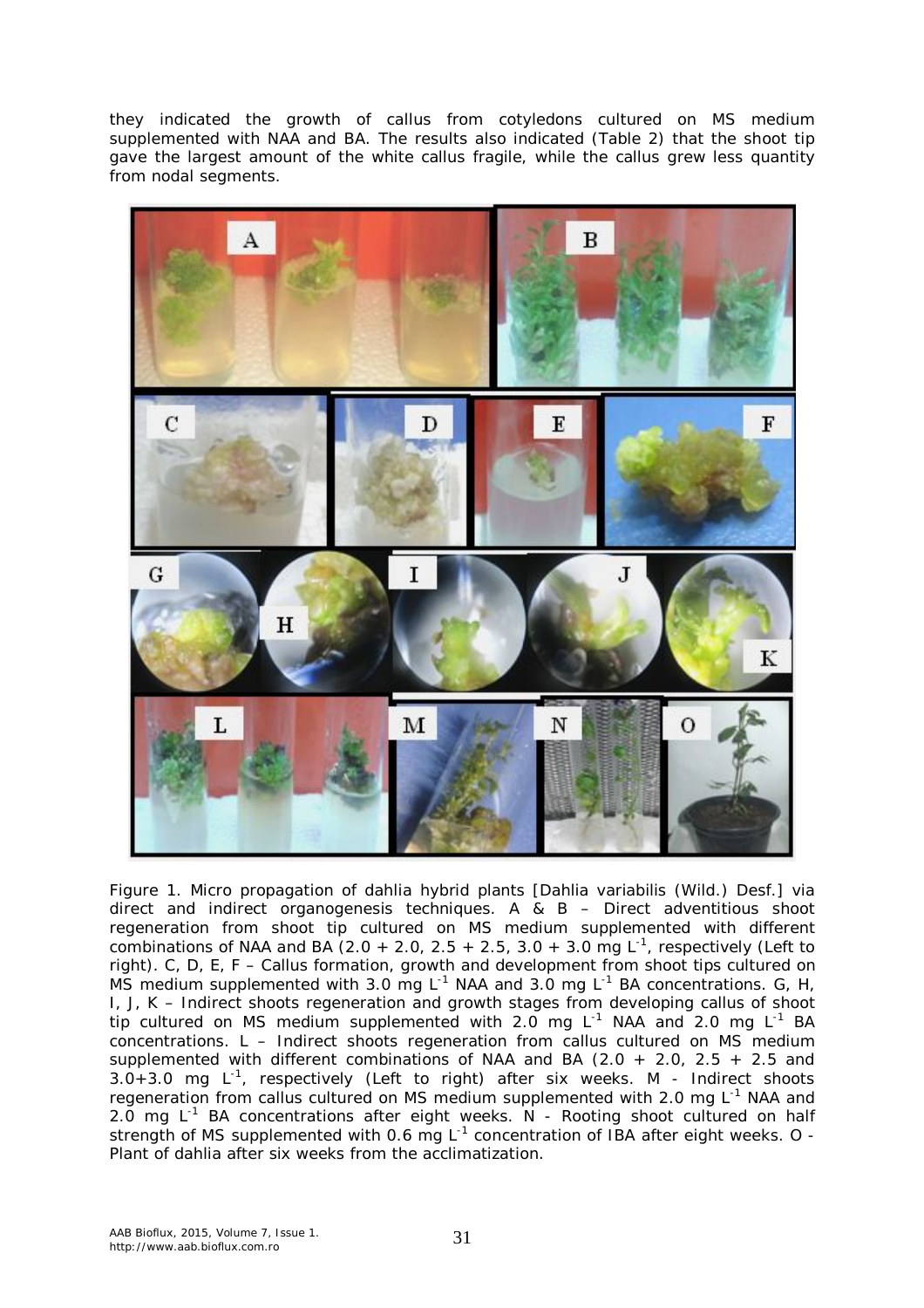they indicated the growth of callus from cotyledons cultured on MS medium supplemented with NAA and BA. The results also indicated (Table 2) that the shoot tip gave the largest amount of the white callus fragile, while the callus grew less quantity from nodal segments.

Figure 1. Micro propagation of dahlia hybrid plants [Dahlia variabilis (Wild.) Desf.] via direct and indirect organogenesis techniques. A & B – Direct adventitious shoot regeneration from shoot tip cultured on MS medium supplemented with different combinations of NAA and BA (2.0 + 2.0, 2.5 + 2.5, 3.0 + 3.0 mg $L^{-1}$, respectively (Left to right). C, D, E, F – Callus formation, growth and development from shoot tips cultured on MS medium supplemented with 3.0 mg $L^{-1}$ NAA and 3.0 mg $L^{-1}$ BA concentrations. G, H, I, J, K – Indirect shoots regeneration and growth stages from developing callus of shoot tip cultured on MS medium supplemented with 2.0 mg $L^{-1}$ NAA and 2.0 mg $L^{-1}$ BA concentrations. L – Indirect shoots regeneration from callus cultured on MS medium supplemented with different combinations of NAA and BA (2.0 + 2.0, 2.5 + 2.5 and 3.0+3.0 mg $L^{-1}$, respectively (Left to right) after six weeks. M - Indirect shoots regeneration from callus cultured on MS medium supplemented with 2.0 mg $L^{-1}$ NAA and 2.0 mg $L^{-1}$ BA concentrations after eight weeks. N - Rooting shoot cultured on half strength of MS supplemented with 0.6 mg $L^{-1}$ concentration of IBA after eight weeks. O - Plant of dahlia after six weeks from the acclimatization.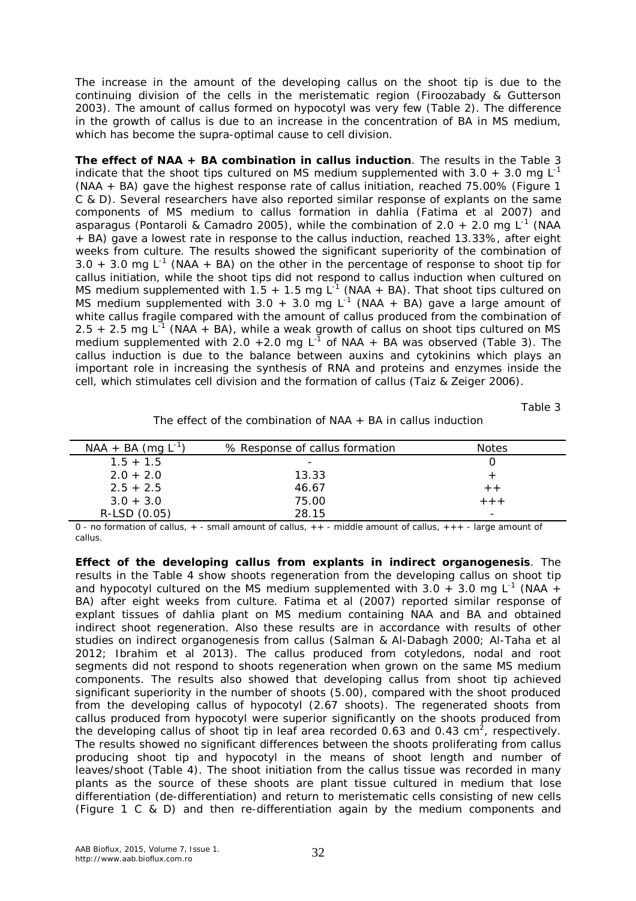The increase in the amount of the developing callus on the shoot tip is due to the continuing division of the cells in the meristematic region (Firoozabady & Gutterson 2003). The amount of callus formed on hypocotyl was very few (Table 2). The difference in the growth of callus is due to an increase in the concentration of BA in MS medium, which has become the supra-optimal cause to cell division.

**The effect of NAA + BA combination in callus induction**. The results in the Table 3 indicate that the shoot tips cultured on MS medium supplemented with 3.0 + 3.0 mg $L^{-1}$ (NAA + BA) gave the highest response rate of callus initiation, reached 75.00% (Figure 1 C & D). Several researchers have also reported similar response of explants on the same components of MS medium to callus formation in dahlia (Fatima et al 2007) and asparagus (Pontaroli & Camadro 2005), while the combination of 2.0 + 2.0 mg $L^{-1}$ (NAA + BA) gave a lowest rate in response to the callus induction, reached 13.33%, after eight weeks from culture. The results showed the significant superiority of the combination of 3.0 + 3.0 mg $L^{-1}$ (NAA + BA) on the other in the percentage of response to shoot tip for callus initiation, while the shoot tips did not respond to callus induction when cultured on MS medium supplemented with 1.5 + 1.5 mg $L^{-1}$ (NAA + BA). That shoot tips cultured on MS medium supplemented with 3.0 + 3.0 mg $L^{-1}$ (NAA + BA) gave a large amount of white callus fragile compared with the amount of callus produced from the combination of 2.5 + 2.5 mg $L^{-1}$ (NAA + BA), while a weak growth of callus on shoot tips cultured on MS medium supplemented with 2.0 +2.0 mg $L^{-1}$ of NAA + BA was observed (Table 3). The callus induction is due to the balance between auxins and cytokinins which plays an important role in increasing the synthesis of RNA and proteins and enzymes inside the cell, which stimulates cell division and the formation of callus (Taiz & Zeiger 2006).

Table 3

The effect of the combination of NAA + BA in callus induction

| NAA + BA (mg $L^{-1}$) | % Response of callus formation | Notes |
|---|---|---|
| 1.5 + 1.5 | - | 0 |
| 2.0 + 2.0 | 13.33 | + |
| 2.5 + 2.5 | 46.67 | ++ |
| 3.0 + 3.0 | 75.00 | +++ |
| R-LSD (0.05) | 28.15 | - |

0 - no formation of callus, + - small amount of callus, ++ - middle amount of callus, +++ - large amount of callus.

**Effect of the developing callus from explants in indirect organogenesis**. The results in the Table 4 show shoots regeneration from the developing callus on shoot tip and hypocotyl cultured on the MS medium supplemented with 3.0 + 3.0 mg $L^{-1}$ (NAA + BA) after eight weeks from culture. Fatima et al (2007) reported similar response of explant tissues of dahlia plant on MS medium containing NAA and BA and obtained indirect shoot regeneration. Also these results are in accordance with results of other studies on indirect organogenesis from callus (Salman & Al-Dabagh 2000; Al-Taha et al 2012; Ibrahim et al 2013). The callus produced from cotyledons, nodal and root segments did not respond to shoots regeneration when grown on the same MS medium components. The results also showed that developing callus from shoot tip achieved significant superiority in the number of shoots (5.00), compared with the shoot produced from the developing callus of hypocotyl (2.67 shoots). The regenerated shoots from callus produced from hypocotyl were superior significantly on the shoots produced from the developing callus of shoot tip in leaf area recorded 0.63 and 0.43 $cm^2$, respectively. The results showed no significant differences between the shoots proliferating from callus producing shoot tip and hypocotyl in the means of shoot length and number of leaves/shoot (Table 4). The shoot initiation from the callus tissue was recorded in many plants as the source of these shoots are plant tissue cultured in medium that lose differentiation (de-differentiation) and return to meristematic cells consisting of new cells (Figure 1 C & D) and then re-differentiation again by the medium components and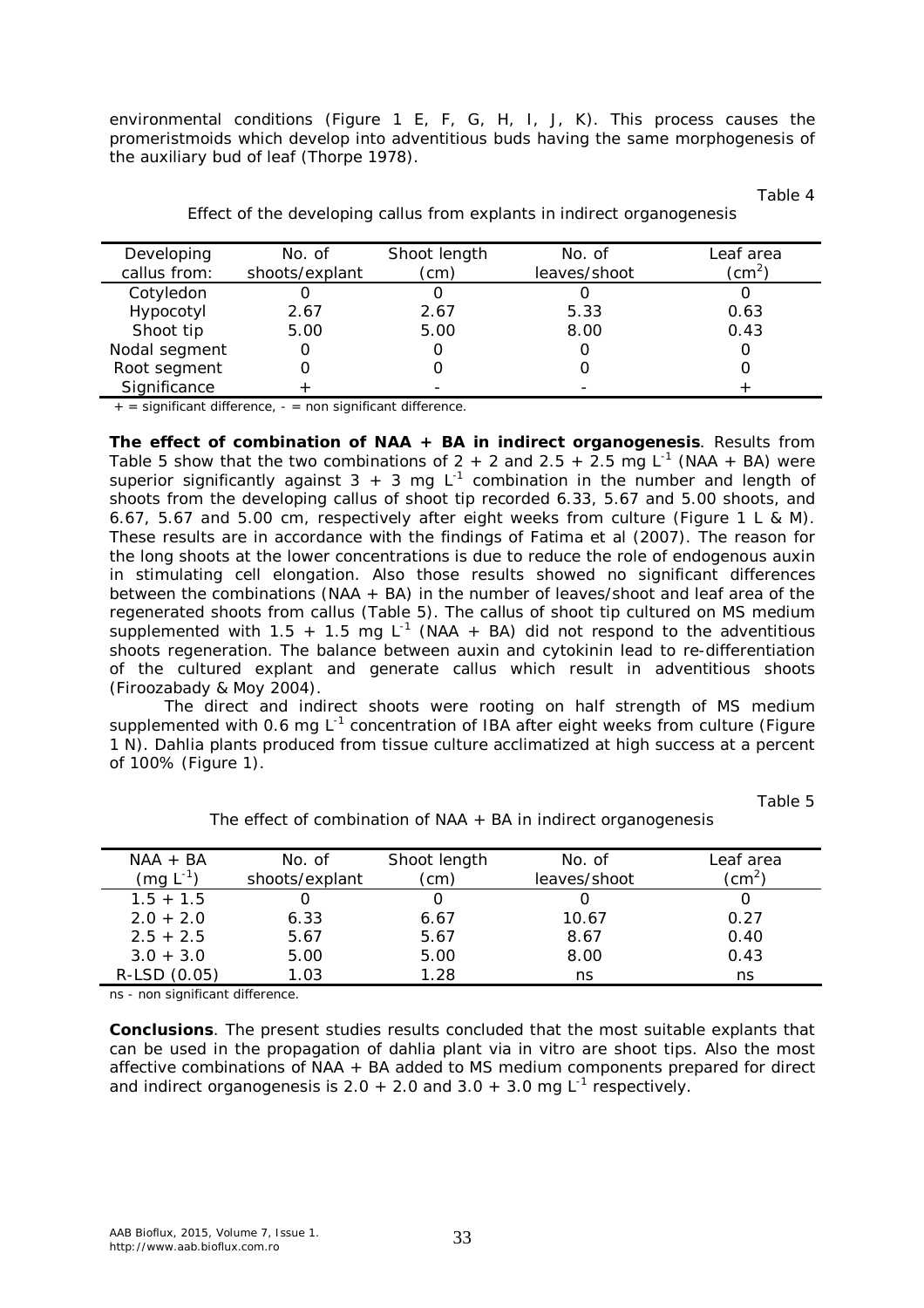environmental conditions (Figure 1 E, F, G, H, I, J, K). This process causes the promeristmoids which develop into adventitious buds having the same morphogenesis of the auxiliary bud of leaf (Thorpe 1978).

Table 4

Effect of the developing callus from explants in indirect organogenesis

| Developing callus from: | No. of shoots/explant | Shoot length (cm) | No. of leaves/shoot | Leaf area ($cm^2$) |
|---|---|---|---|---|
| Cotyledon | 0 | 0 | 0 | 0 |
| Hypocotyl | 2.67 | 2.67 | 5.33 | 0.63 |
| Shoot tip | 5.00 | 5.00 | 8.00 | 0.43 |
| Nodal segment | 0 | 0 | 0 | 0 |
| Root segment | 0 | 0 | 0 | 0 |
| Significance | + | - | - | + |

+ = significant difference, - = non significant difference.

**The effect of combination of NAA + BA in indirect organogenesis**. Results from Table 5 show that the two combinations of 2 + 2 and 2.5 + 2.5 mg $L^{-1}$ (NAA + BA) were superior significantly against 3 + 3 mg $L^{-1}$ combination in the number and length of shoots from the developing callus of shoot tip recorded 6.33, 5.67 and 5.00 shoots, and 6.67, 5.67 and 5.00 cm, respectively after eight weeks from culture (Figure 1 L & M). These results are in accordance with the findings of Fatima et al (2007). The reason for the long shoots at the lower concentrations is due to reduce the role of endogenous auxin in stimulating cell elongation. Also those results showed no significant differences between the combinations (NAA + BA) in the number of leaves/shoot and leaf area of the regenerated shoots from callus (Table 5). The callus of shoot tip cultured on MS medium supplemented with 1.5 + 1.5 mg $L^{-1}$ (NAA + BA) did not respond to the adventitious shoots regeneration. The balance between auxin and cytokinin lead to re-differentiation of the cultured explant and generate callus which result in adventitious shoots (Firoozabady & Moy 2004).

The direct and indirect shoots were rooting on half strength of MS medium supplemented with 0.6 mg $L^{-1}$ concentration of IBA after eight weeks from culture (Figure 1 N). Dahlia plants produced from tissue culture acclimatized at high success at a percent of 100% (Figure 1).

Table 5

The effect of combination of NAA + BA in indirect organogenesis

| NAA + BA (mg $L^{-1}$) | No. of shoots/explant | Shoot length (cm) | No. of leaves/shoot | Leaf area ($cm^2$) |
|---|---|---|---|---|
| 1.5 + 1.5 | 0 | 0 | 0 | 0 |
| 2.0 + 2.0 | 6.33 | 6.67 | 10.67 | 0.27 |
| 2.5 + 2.5 | 5.67 | 5.67 | 8.67 | 0.40 |
| 3.0 + 3.0 | 5.00 | 5.00 | 8.00 | 0.43 |
| R-LSD (0.05) | 1.03 | 1.28 | ns | ns |

ns - non significant difference.

**Conclusions**. The present studies results concluded that the most suitable explants that can be used in the propagation of dahlia plant via in vitro are shoot tips. Also the most affective combinations of NAA + BA added to MS medium components prepared for direct and indirect organogenesis is 2.0 + 2.0 and 3.0 + 3.0 mg $L^{-1}$ respectively.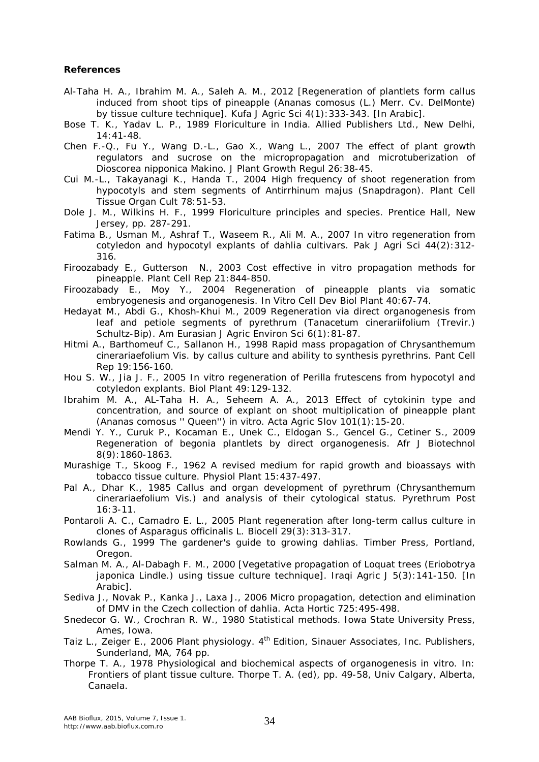**References**

Al-Taha H. A., Ibrahim M. A., Saleh A. M., 2012 [Regeneration of plantlets form callus induced from shoot tips of pineapple (Ananas comosus (L.) Merr. Cv. DelMonte) by tissue culture technique]. Kufa J Agric Sci 4(1):333-343. [In Arabic].

Bose T. K., Yadav L. P., 1989 Floriculture in India. Allied Publishers Ltd., New Delhi, 14:41-48.

Chen F.-Q., Fu Y., Wang D.-L., Gao X., Wang L., 2007 The effect of plant growth regulators and sucrose on the micropropagation and microtuberization of Dioscorea nipponica Makino. J Plant Growth Regul 26:38-45.

Cui M.-L., Takayanagi K., Handa T., 2004 High frequency of shoot regeneration from hypocotyls and stem segments of Antirrhinum majus (Snapdragon). Plant Cell Tissue Organ Cult 78:51-53.

Dole J. M., Wilkins H. F., 1999 Floriculture principles and species. Prentice Hall, New Jersey, pp. 287-291.

Fatima B., Usman M., Ashraf T., Waseem R., Ali M. A., 2007 In vitro regeneration from cotyledon and hypocotyl explants of dahlia cultivars. Pak J Agri Sci 44(2):312-316.

Firoozabady E., Gutterson N., 2003 Cost effective in vitro propagation methods for pineapple. Plant Cell Rep 21:844-850.

Firoozabady E., Moy Y., 2004 Regeneration of pineapple plants via somatic embryogenesis and organogenesis. In Vitro Cell Dev Biol Plant 40:67-74.

Hedayat M., Abdi G., Khosh-Khui M., 2009 Regeneration via direct organogenesis from leaf and petiole segments of pyrethrum (Tanacetum cinerariifolium (Trevir.) Schultz-Bip). Am Eurasian J Agric Environ Sci 6(1):81-87.

Hitmi A., Barthomeuf C., Sallanon H., 1998 Rapid mass propagation of Chrysanthemum cinerariaefolium Vis. by callus culture and ability to synthesis pyrethrins. Pant Cell Rep 19:156-160.

Hou S. W., Jia J. F., 2005 In vitro regeneration of Perilla frutescens from hypocotyl and cotyledon explants. Biol Plant 49:129-132.

Ibrahim M. A., AL-Taha H. A., Seheem A. A., 2013 Effect of cytokinin type and concentration, and source of explant on shoot multiplication of pineapple plant (Ananas comosus '' Queen'') in vitro. Acta Agric Slov 101(1):15-20.

Mendi Y. Y., Curuk P., Kocaman E., Unek C., Eldogan S., Gencel G., Cetiner S., 2009 Regeneration of begonia plantlets by direct organogenesis. Afr J Biotechnol 8(9):1860-1863.

Murashige T., Skoog F., 1962 A revised medium for rapid growth and bioassays with tobacco tissue culture. Physiol Plant 15:437-497.

Pal A., Dhar K., 1985 Callus and organ development of pyrethrum (Chrysanthemum cinerariaefolium Vis.) and analysis of their cytological status. Pyrethrum Post 16:3-11.

Pontaroli A. C., Camadro E. L., 2005 Plant regeneration after long-term callus culture in clones of Asparagus officinalis L. Biocell 29(3):313-317.

Rowlands G., 1999 The gardener's guide to growing dahlias. Timber Press, Portland, Oregon.

Salman M. A., Al-Dabagh F. M., 2000 [Vegetative propagation of Loquat trees (Eriobotrya japonica Lindle.) using tissue culture technique]. Iraqi Agric J 5(3):141-150. [In Arabic].

Sediva J., Novak P., Kanka J., Laxa J., 2006 Micro propagation, detection and elimination of DMV in the Czech collection of dahlia. Acta Hortic 725:495-498.

Snedecor G. W., Crochran R. W., 1980 Statistical methods. Iowa State University Press, Ames, Iowa.

Taiz L., Zeiger E., 2006 Plant physiology. 4th Edition, Sinauer Associates, Inc. Publishers, Sunderland, MA, 764 pp.

Thorpe T. A., 1978 Physiological and biochemical aspects of organogenesis in vitro. In: Frontiers of plant tissue culture. Thorpe T. A. (ed), pp. 49-58, Univ Calgary, Alberta, Canaela.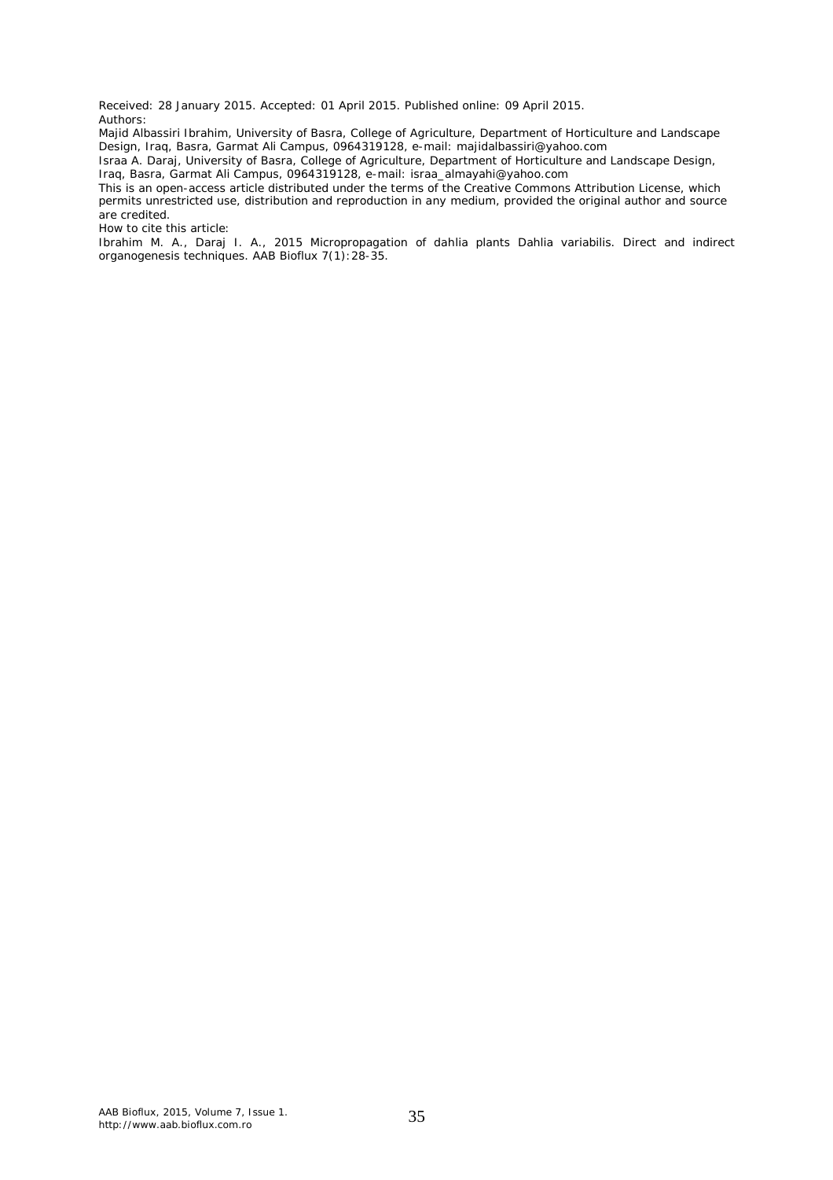Received: 28 January 2015. Accepted: 01 April 2015. Published online: 09 April 2015.

Authors:

Majid Albassiri Ibrahim, University of Basra, College of Agriculture, Department of Horticulture and Landscape Design, Iraq, Basra, Garmat Ali Campus, 0964319128, e-mail: majidalbassiri@yahoo.com

Israa A. Daraj, University of Basra, College of Agriculture, Department of Horticulture and Landscape Design, Iraq, Basra, Garmat Ali Campus, 0964319128, e-mail: israa_almayahi@yahoo.com

This is an open-access article distributed under the terms of the Creative Commons Attribution License, which permits unrestricted use, distribution and reproduction in any medium, provided the original author and source are credited.

How to cite this article:

Ibrahim M. A., Daraj I. A., 2015 Micropropagation of dahlia plants Dahlia variabilis. Direct and indirect organogenesis techniques. AAB Bioflux 7(1):28-35.